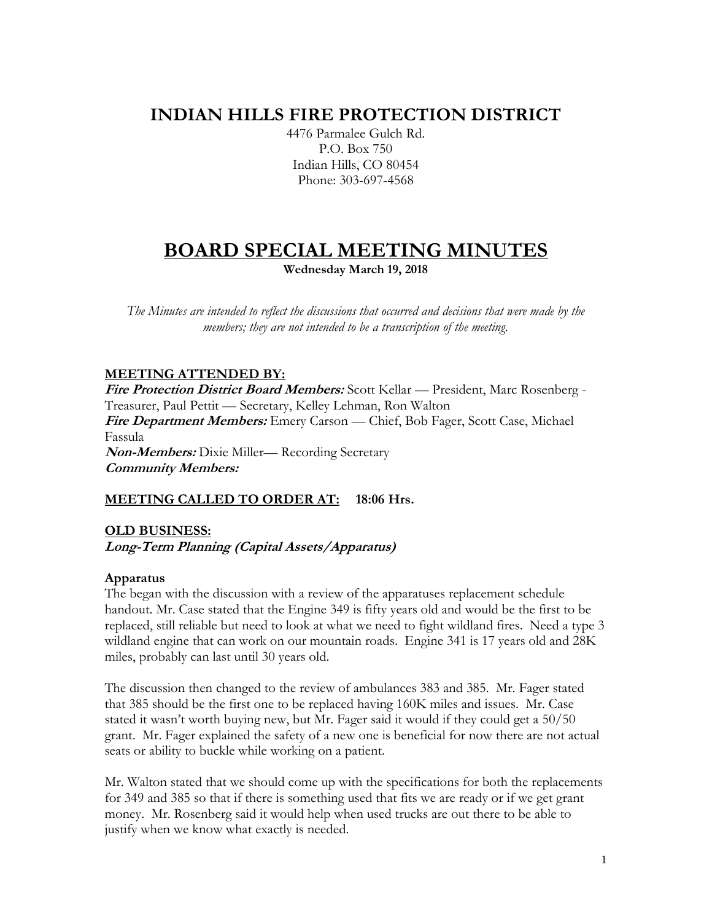# INDIAN HILLS FIRE PROTECTION DISTRICT

4476 Parmalee Gulch Rd.
P.O. Box 750
Indian Hills, CO 80454
Phone: 303-697-4568

# BOARD SPECIAL MEETING MINUTES

**Wednesday March 19, 2018**

*The Minutes are intended to reflect the discussions that occurred and decisions that were made by the members; they are not intended to be a transcription of the meeting.*

**MEETING ATTENDED BY:**
***Fire Protection District Board Members:*** Scott Kellar — President, Marc Rosenberg - Treasurer, Paul Pettit — Secretary, Kelley Lehman, Ron Walton
***Fire Department Members:*** Emery Carson — Chief, Bob Fager, Scott Case, Michael Fassula
***Non-Members:*** Dixie Miller— Recording Secretary
***Community Members:***

**MEETING CALLED TO ORDER AT: 18:06 Hrs.**

**OLD BUSINESS:**
***Long-Term Planning (Capital Assets/Apparatus)***

**Apparatus**

The began with the discussion with a review of the apparatuses replacement schedule handout. Mr. Case stated that the Engine 349 is fifty years old and would be the first to be replaced, still reliable but need to look at what we need to fight wildland fires. Need a type 3 wildland engine that can work on our mountain roads. Engine 341 is 17 years old and 28K miles, probably can last until 30 years old.

The discussion then changed to the review of ambulances 383 and 385. Mr. Fager stated that 385 should be the first one to be replaced having 160K miles and issues. Mr. Case stated it wasn't worth buying new, but Mr. Fager said it would if they could get a 50/50 grant. Mr. Fager explained the safety of a new one is beneficial for now there are not actual seats or ability to buckle while working on a patient.

Mr. Walton stated that we should come up with the specifications for both the replacements for 349 and 385 so that if there is something used that fits we are ready or if we get grant money. Mr. Rosenberg said it would help when used trucks are out there to be able to justify when we know what exactly is needed.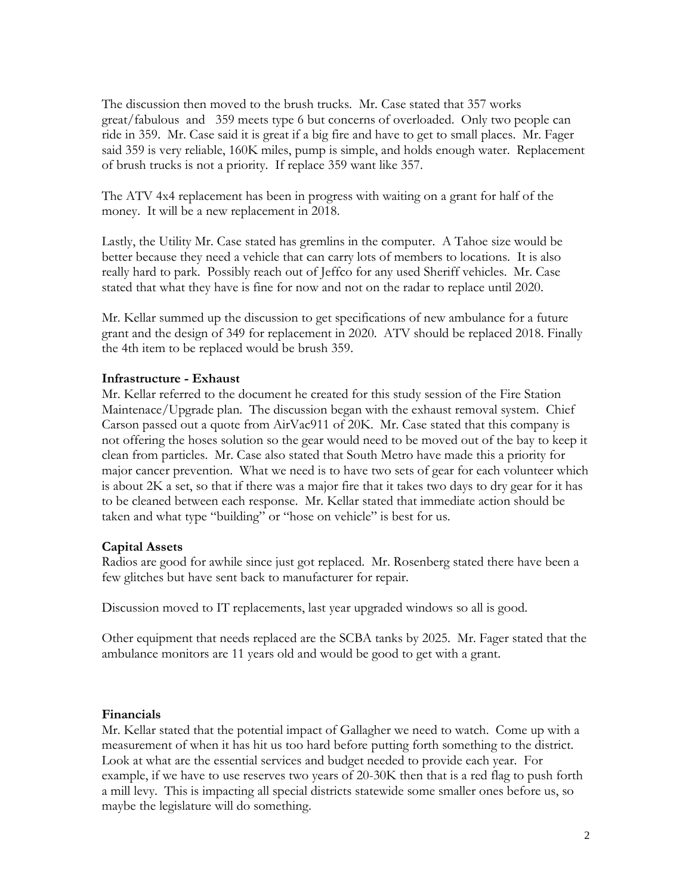The discussion then moved to the brush trucks. Mr. Case stated that 357 works great/fabulous and 359 meets type 6 but concerns of overloaded. Only two people can ride in 359. Mr. Case said it is great if a big fire and have to get to small places. Mr. Fager said 359 is very reliable, 160K miles, pump is simple, and holds enough water. Replacement of brush trucks is not a priority. If replace 359 want like 357.

The ATV 4x4 replacement has been in progress with waiting on a grant for half of the money. It will be a new replacement in 2018.

Lastly, the Utility Mr. Case stated has gremlins in the computer. A Tahoe size would be better because they need a vehicle that can carry lots of members to locations. It is also really hard to park. Possibly reach out of Jeffco for any used Sheriff vehicles. Mr. Case stated that what they have is fine for now and not on the radar to replace until 2020.

Mr. Kellar summed up the discussion to get specifications of new ambulance for a future grant and the design of 349 for replacement in 2020. ATV should be replaced 2018. Finally the 4th item to be replaced would be brush 359.

**Infrastructure - Exhaust**

Mr. Kellar referred to the document he created for this study session of the Fire Station Maintenace/Upgrade plan. The discussion began with the exhaust removal system. Chief Carson passed out a quote from AirVac911 of 20K. Mr. Case stated that this company is not offering the hoses solution so the gear would need to be moved out of the bay to keep it clean from particles. Mr. Case also stated that South Metro have made this a priority for major cancer prevention. What we need is to have two sets of gear for each volunteer which is about 2K a set, so that if there was a major fire that it takes two days to dry gear for it has to be cleaned between each response. Mr. Kellar stated that immediate action should be taken and what type "building" or "hose on vehicle" is best for us.

**Capital Assets**

Radios are good for awhile since just got replaced. Mr. Rosenberg stated there have been a few glitches but have sent back to manufacturer for repair.

Discussion moved to IT replacements, last year upgraded windows so all is good.

Other equipment that needs replaced are the SCBA tanks by 2025. Mr. Fager stated that the ambulance monitors are 11 years old and would be good to get with a grant.

**Financials**

Mr. Kellar stated that the potential impact of Gallagher we need to watch. Come up with a measurement of when it has hit us too hard before putting forth something to the district. Look at what are the essential services and budget needed to provide each year. For example, if we have to use reserves two years of 20-30K then that is a red flag to push forth a mill levy. This is impacting all special districts statewide some smaller ones before us, so maybe the legislature will do something.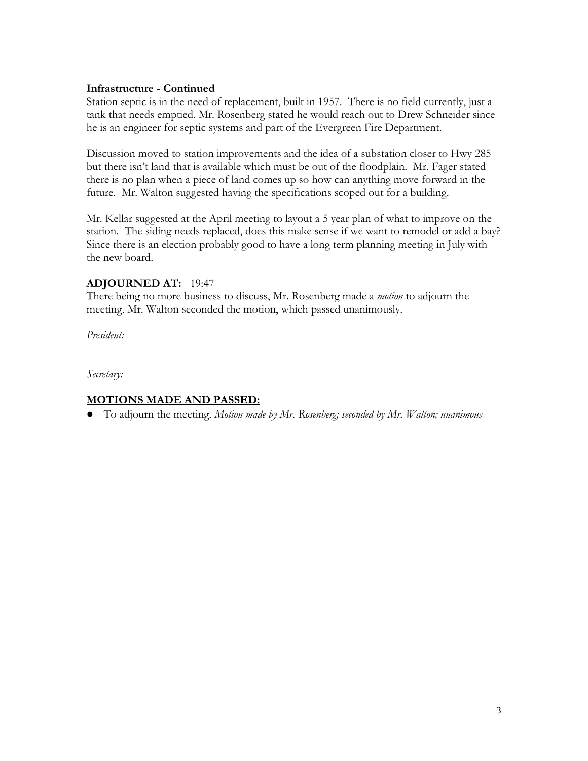**Infrastructure - Continued**

Station septic is in the need of replacement, built in 1957. There is no field currently, just a tank that needs emptied. Mr. Rosenberg stated he would reach out to Drew Schneider since he is an engineer for septic systems and part of the Evergreen Fire Department.

Discussion moved to station improvements and the idea of a substation closer to Hwy 285 but there isn't land that is available which must be out of the floodplain. Mr. Fager stated there is no plan when a piece of land comes up so how can anything move forward in the future. Mr. Walton suggested having the specifications scoped out for a building.

Mr. Kellar suggested at the April meeting to layout a 5 year plan of what to improve on the station. The siding needs replaced, does this make sense if we want to remodel or add a bay? Since there is an election probably good to have a long term planning meeting in July with the new board.

## **ADJOURNED AT:** 19:47

There being no more business to discuss, Mr. Rosenberg made a *motion* to adjourn the meeting. Mr. Walton seconded the motion, which passed unanimously.

*President:*

*Secretary:*

## **MOTIONS MADE AND PASSED:**

- To adjourn the meeting. *Motion made by Mr. Rosenberg; seconded by Mr. Walton; unanimous*